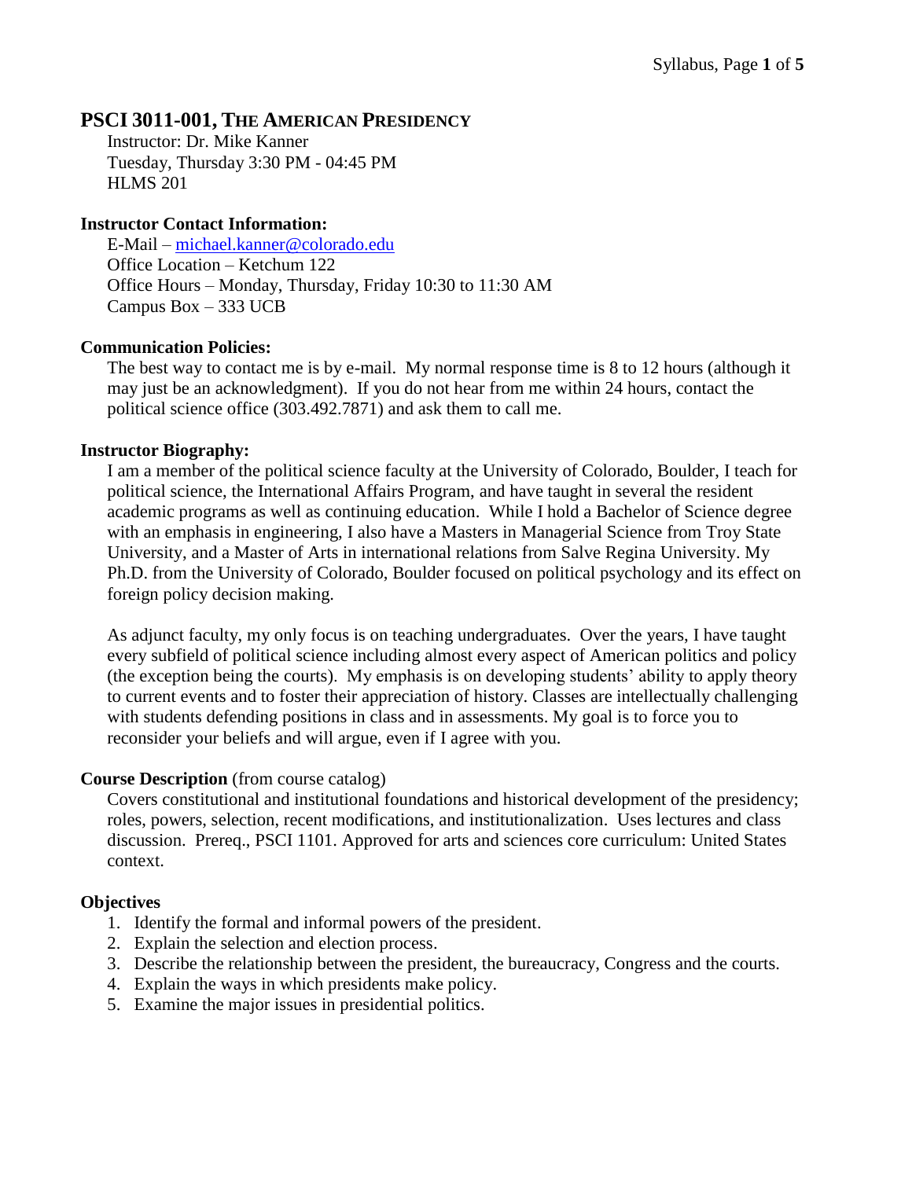# PSCI 3011-001, THE AMERICAN PRESIDENCY

Instructor: Dr. Mike Kanner
Tuesday, Thursday 3:30 PM - 04:45 PM
HLMS 201

### Instructor Contact Information:

E-Mail – michael.kanner@colorado.edu
Office Location – Ketchum 122
Office Hours – Monday, Thursday, Friday 10:30 to 11:30 AM
Campus Box – 333 UCB

### Communication Policies:

The best way to contact me is by e-mail. My normal response time is 8 to 12 hours (although it may just be an acknowledgment). If you do not hear from me within 24 hours, contact the political science office (303.492.7871) and ask them to call me.

### Instructor Biography:

I am a member of the political science faculty at the University of Colorado, Boulder, I teach for political science, the International Affairs Program, and have taught in several the resident academic programs as well as continuing education. While I hold a Bachelor of Science degree with an emphasis in engineering, I also have a Masters in Managerial Science from Troy State University, and a Master of Arts in international relations from Salve Regina University. My Ph.D. from the University of Colorado, Boulder focused on political psychology and its effect on foreign policy decision making.

As adjunct faculty, my only focus is on teaching undergraduates. Over the years, I have taught every subfield of political science including almost every aspect of American politics and policy (the exception being the courts). My emphasis is on developing students' ability to apply theory to current events and to foster their appreciation of history. Classes are intellectually challenging with students defending positions in class and in assessments. My goal is to force you to reconsider your beliefs and will argue, even if I agree with you.

### Course Description (from course catalog)

Covers constitutional and institutional foundations and historical development of the presidency; roles, powers, selection, recent modifications, and institutionalization. Uses lectures and class discussion. Prereq., PSCI 1101. Approved for arts and sciences core curriculum: United States context.

### Objectives

1. Identify the formal and informal powers of the president.
2. Explain the selection and election process.
3. Describe the relationship between the president, the bureaucracy, Congress and the courts.
4. Explain the ways in which presidents make policy.
5. Examine the major issues in presidential politics.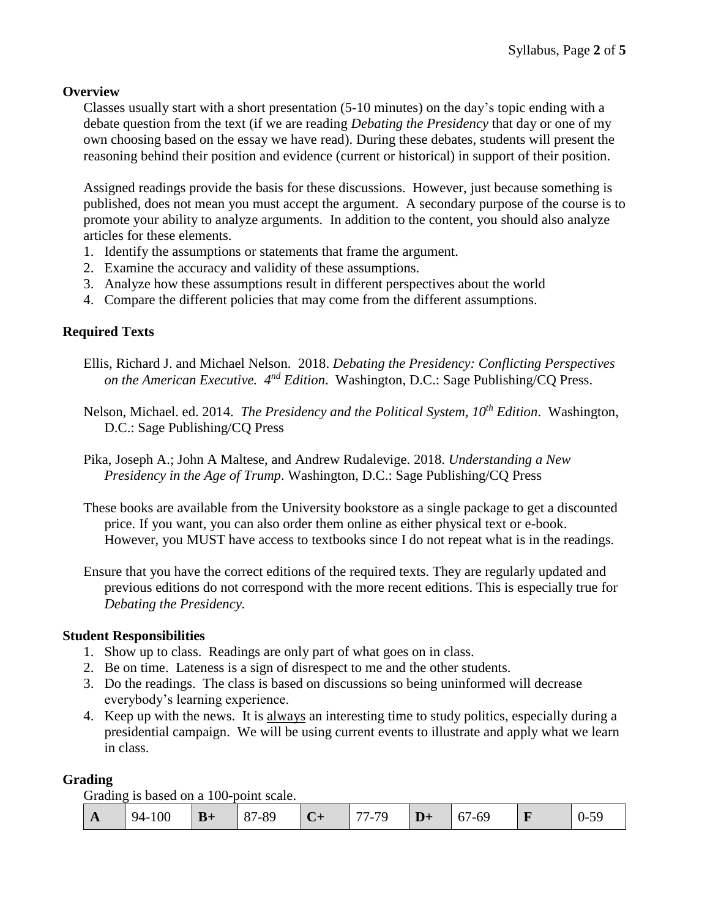## Overview

Classes usually start with a short presentation (5-10 minutes) on the day's topic ending with a debate question from the text (if we are reading *Debating the Presidency* that day or one of my own choosing based on the essay we have read). During these debates, students will present the reasoning behind their position and evidence (current or historical) in support of their position.

Assigned readings provide the basis for these discussions. However, just because something is published, does not mean you must accept the argument. A secondary purpose of the course is to promote your ability to analyze arguments. In addition to the content, you should also analyze articles for these elements.

1. Identify the assumptions or statements that frame the argument.
2. Examine the accuracy and validity of these assumptions.
3. Analyze how these assumptions result in different perspectives about the world
4. Compare the different policies that may come from the different assumptions.

## Required Texts

Ellis, Richard J. and Michael Nelson. 2018. *Debating the Presidency: Conflicting Perspectives on the American Executive. 4th Edition*. Washington, D.C.: Sage Publishing/CQ Press.

Nelson, Michael. ed. 2014. *The Presidency and the Political System, 10th Edition*. Washington, D.C.: Sage Publishing/CQ Press

Pika, Joseph A.; John A Maltese, and Andrew Rudalevige. 2018. *Understanding a New Presidency in the Age of Trump*. Washington, D.C.: Sage Publishing/CQ Press

These books are available from the University bookstore as a single package to get a discounted price. If you want, you can also order them online as either physical text or e-book. However, you MUST have access to textbooks since I do not repeat what is in the readings.

Ensure that you have the correct editions of the required texts. They are regularly updated and previous editions do not correspond with the more recent editions. This is especially true for *Debating the Presidency.*

## Student Responsibilities

1. Show up to class. Readings are only part of what goes on in class.
2. Be on time. Lateness is a sign of disrespect to me and the other students.
3. Do the readings. The class is based on discussions so being uninformed will decrease everybody's learning experience.
4. Keep up with the news. It is always an interesting time to study politics, especially during a presidential campaign. We will be using current events to illustrate and apply what we learn in class.

## Grading

Grading is based on a 100-point scale.

| **A** | 94-100 | **B+** | 87-89 | **C+** | 77-79 | **D+** | 67-69 | **F** | 0-59 |
|---|---|---|---|---|---|---|---|---|---|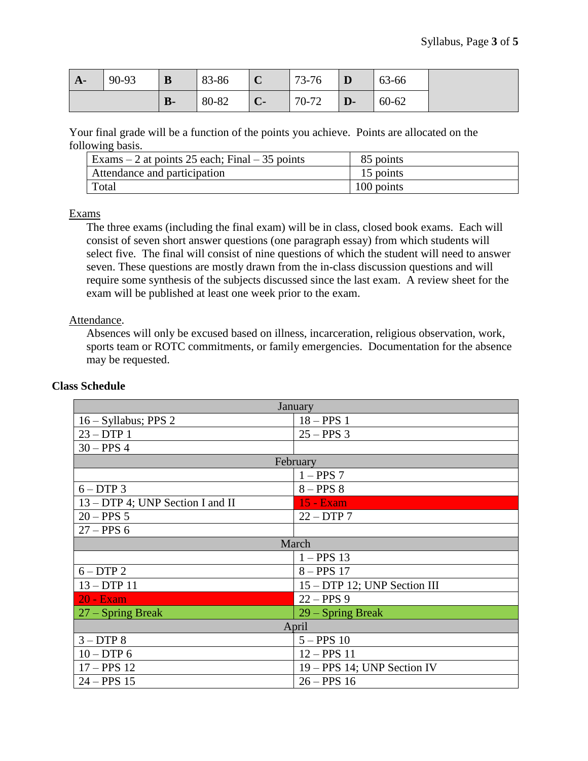| A- | 90-93 | B | 83-86 | C | 73-76 | D | 63-66 | |
|---|---|---|---|---|---|---|---|---|
| | | B- | 80-82 | C- | 70-72 | D- | 60-62 | |

Your final grade will be a function of the points you achieve. Points are allocated on the following basis.

| Exams – 2 at points 25 each; Final – 35 points | 85 points |
|---|---|
| Attendance and participation | 15 points |
| Total | 100 points |

Exams

The three exams (including the final exam) will be in class, closed book exams. Each will consist of seven short answer questions (one paragraph essay) from which students will select five. The final will consist of nine questions of which the student will need to answer seven. These questions are mostly drawn from the in-class discussion questions and will require some synthesis of the subjects discussed since the last exam. A review sheet for the exam will be published at least one week prior to the exam.

Attendance.

Absences will only be excused based on illness, incarceration, religious observation, work, sports team or ROTC commitments, or family emergencies. Documentation for the absence may be requested.

**Class Schedule**

| January | |
|---|---|
| 16 – Syllabus; PPS 2 | 18 – PPS 1 |
| 23 – DTP 1 | 25 – PPS 3 |
| 30 – PPS 4 | |
| **February** | |
| | 1 – PPS 7 |
| 6 – DTP 3 | 8 – PPS 8 |
| 13 – DTP 4; UNP Section I and II | 15 - Exam |
| 20 – PPS 5 | 22 – DTP 7 |
| 27 – PPS 6 | |
| **March** | |
| | 1 – PPS 13 |
| 6 – DTP 2 | 8 – PPS 17 |
| 13 – DTP 11 | 15 – DTP 12; UNP Section III |
| 20 - Exam | 22 – PPS 9 |
| 27 – Spring Break | 29 – Spring Break |
| **April** | |
| 3 – DTP 8 | 5 – PPS 10 |
| 10 – DTP 6 | 12 – PPS 11 |
| 17 – PPS 12 | 19 – PPS 14; UNP Section IV |
| 24 – PPS 15 | 26 – PPS 16 |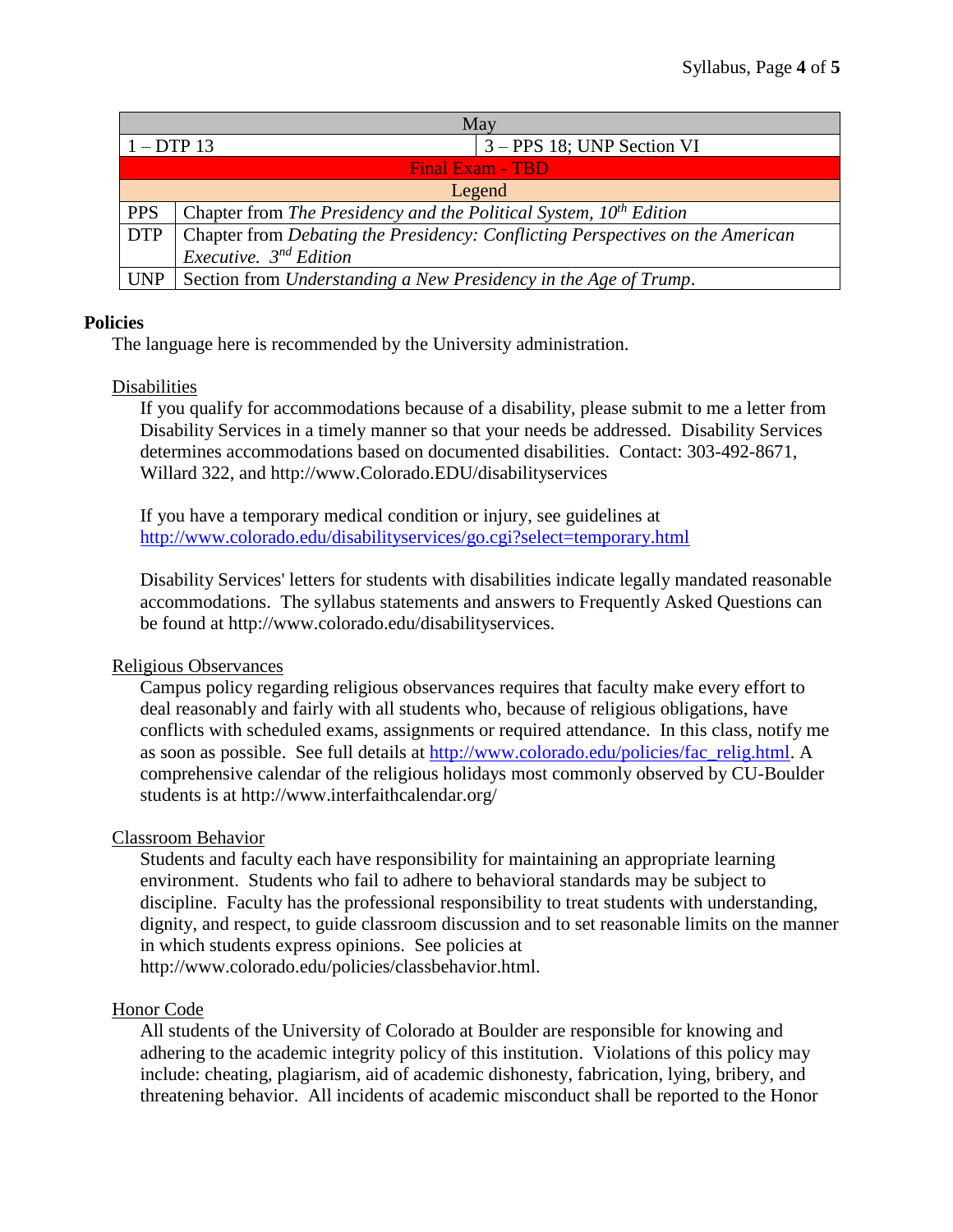| May | |
|---|---|
| 1 – DTP 13 | 3 – PPS 18; UNP Section VI |
| Final Exam - TBD | |
| Legend | |
| PPS | Chapter from *The Presidency and the Political System, 10th Edition* |
| DTP | Chapter from *Debating the Presidency: Conflicting Perspectives on the American Executive. 3rd Edition* |
| UNP | Section from *Understanding a New Presidency in the Age of Trump*. |

**Policies**

The language here is recommended by the University administration.

Disabilities

If you qualify for accommodations because of a disability, please submit to me a letter from Disability Services in a timely manner so that your needs be addressed. Disability Services determines accommodations based on documented disabilities. Contact: 303-492-8671, Willard 322, and http://www.Colorado.EDU/disabilityservices

If you have a temporary medical condition or injury, see guidelines at http://www.colorado.edu/disabilityservices/go.cgi?select=temporary.html

Disability Services' letters for students with disabilities indicate legally mandated reasonable accommodations. The syllabus statements and answers to Frequently Asked Questions can be found at http://www.colorado.edu/disabilityservices.

Religious Observances

Campus policy regarding religious observances requires that faculty make every effort to deal reasonably and fairly with all students who, because of religious obligations, have conflicts with scheduled exams, assignments or required attendance. In this class, notify me as soon as possible. See full details at http://www.colorado.edu/policies/fac_relig.html. A comprehensive calendar of the religious holidays most commonly observed by CU-Boulder students is at http://www.interfaithcalendar.org/

Classroom Behavior

Students and faculty each have responsibility for maintaining an appropriate learning environment. Students who fail to adhere to behavioral standards may be subject to discipline. Faculty has the professional responsibility to treat students with understanding, dignity, and respect, to guide classroom discussion and to set reasonable limits on the manner in which students express opinions. See policies at http://www.colorado.edu/policies/classbehavior.html.

Honor Code

All students of the University of Colorado at Boulder are responsible for knowing and adhering to the academic integrity policy of this institution. Violations of this policy may include: cheating, plagiarism, aid of academic dishonesty, fabrication, lying, bribery, and threatening behavior. All incidents of academic misconduct shall be reported to the Honor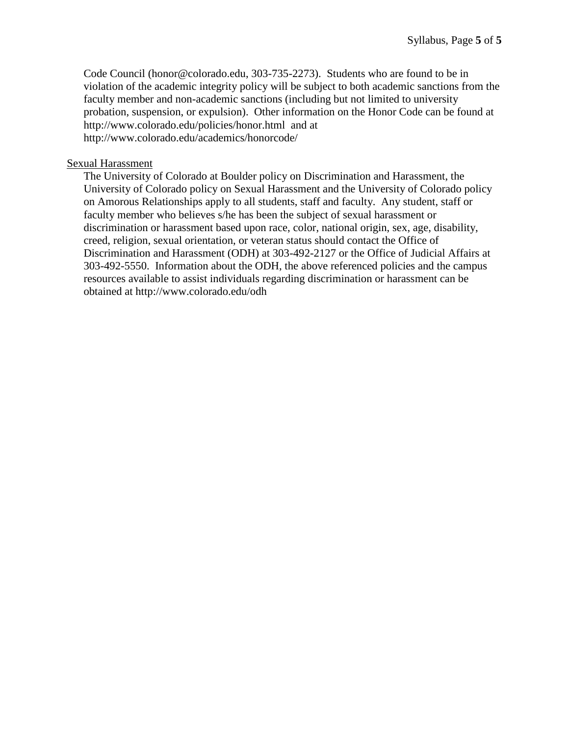Code Council (honor@colorado.edu, 303-735-2273). Students who are found to be in violation of the academic integrity policy will be subject to both academic sanctions from the faculty member and non-academic sanctions (including but not limited to university probation, suspension, or expulsion). Other information on the Honor Code can be found at http://www.colorado.edu/policies/honor.html and at http://www.colorado.edu/academics/honorcode/

<u>Sexual Harassment</u>

The University of Colorado at Boulder policy on Discrimination and Harassment, the University of Colorado policy on Sexual Harassment and the University of Colorado policy on Amorous Relationships apply to all students, staff and faculty. Any student, staff or faculty member who believes s/he has been the subject of sexual harassment or discrimination or harassment based upon race, color, national origin, sex, age, disability, creed, religion, sexual orientation, or veteran status should contact the Office of Discrimination and Harassment (ODH) at 303-492-2127 or the Office of Judicial Affairs at 303-492-5550. Information about the ODH, the above referenced policies and the campus resources available to assist individuals regarding discrimination or harassment can be obtained at http://www.colorado.edu/odh